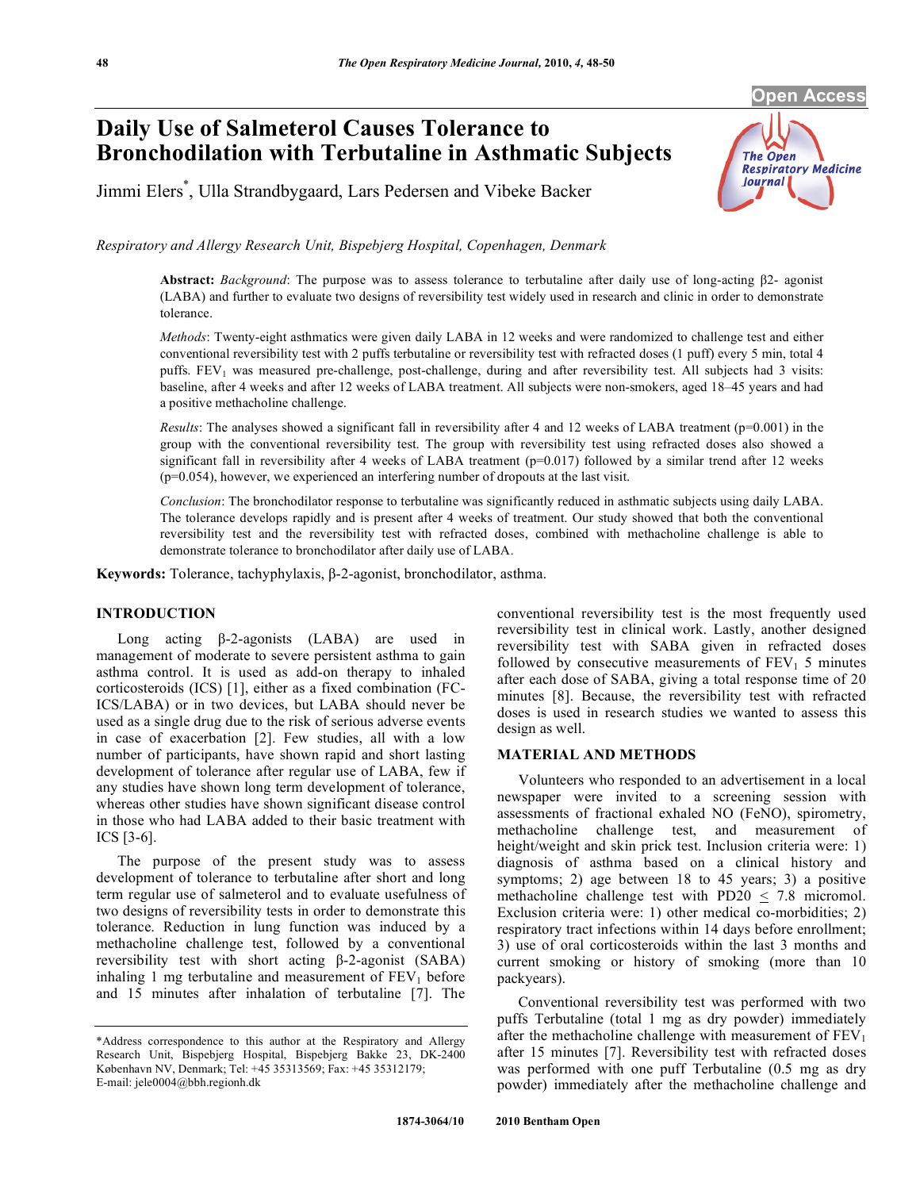# Daily Use of Salmeterol Causes Tolerance to Bronchodilation with Terbutaline in Asthmatic Subjects

Jimmi Elers*, Ulla Strandbygaard, Lars Pedersen and Vibeke Backer

*Respiratory and Allergy Research Unit, Bispebjerg Hospital, Copenhagen, Denmark*

**Abstract:** *Background*: The purpose was to assess tolerance to terbutaline after daily use of long-acting β2- agonist (LABA) and further to evaluate two designs of reversibility test widely used in research and clinic in order to demonstrate tolerance.

*Methods*: Twenty-eight asthmatics were given daily LABA in 12 weeks and were randomized to challenge test and either conventional reversibility test with 2 puffs terbutaline or reversibility test with refracted doses (1 puff) every 5 min, total 4 puffs. $FEV_1$ was measured pre-challenge, post-challenge, during and after reversibility test. All subjects had 3 visits: baseline, after 4 weeks and after 12 weeks of LABA treatment. All subjects were non-smokers, aged 18–45 years and had a positive methacholine challenge.

*Results*: The analyses showed a significant fall in reversibility after 4 and 12 weeks of LABA treatment ($p=0.001$) in the group with the conventional reversibility test. The group with reversibility test using refracted doses also showed a significant fall in reversibility after 4 weeks of LABA treatment ($p=0.017$) followed by a similar trend after 12 weeks ($p=0.054$), however, we experienced an interfering number of dropouts at the last visit.

*Conclusion*: The bronchodilator response to terbutaline was significantly reduced in asthmatic subjects using daily LABA. The tolerance develops rapidly and is present after 4 weeks of treatment. Our study showed that both the conventional reversibility test and the reversibility test with refracted doses, combined with methacholine challenge is able to demonstrate tolerance to bronchodilator after daily use of LABA.

**Keywords:** Tolerance, tachyphylaxis, β-2-agonist, bronchodilator, asthma.

## INTRODUCTION

Long acting β-2-agonists (LABA) are used in management of moderate to severe persistent asthma to gain asthma control. It is used as add-on therapy to inhaled corticosteroids (ICS) [1], either as a fixed combination (FC-ICS/LABA) or in two devices, but LABA should never be used as a single drug due to the risk of serious adverse events in case of exacerbation [2]. Few studies, all with a low number of participants, have shown rapid and short lasting development of tolerance after regular use of LABA, few if any studies have shown long term development of tolerance, whereas other studies have shown significant disease control in those who had LABA added to their basic treatment with ICS [3-6].

The purpose of the present study was to assess development of tolerance to terbutaline after short and long term regular use of salmeterol and to evaluate usefulness of two designs of reversibility tests in order to demonstrate this tolerance. Reduction in lung function was induced by a methacholine challenge test, followed by a conventional reversibility test with short acting β-2-agonist (SABA) inhaling 1 mg terbutaline and measurement of $FEV_1$ before and 15 minutes after inhalation of terbutaline [7]. The conventional reversibility test is the most frequently used reversibility test in clinical work. Lastly, another designed reversibility test with SABA given in refracted doses followed by consecutive measurements of $FEV_1$ 5 minutes after each dose of SABA, giving a total response time of 20 minutes [8]. Because, the reversibility test with refracted doses is used in research studies we wanted to assess this design as well.

## MATERIAL AND METHODS

Volunteers who responded to an advertisement in a local newspaper were invited to a screening session with assessments of fractional exhaled NO (FeNO), spirometry, methacholine challenge test, and measurement of height/weight and skin prick test. Inclusion criteria were: 1) diagnosis of asthma based on a clinical history and symptoms; 2) age between 18 to 45 years; 3) a positive methacholine challenge test with PD20 ≤ 7.8 micromol. Exclusion criteria were: 1) other medical co-morbidities; 2) respiratory tract infections within 14 days before enrollment; 3) use of oral corticosteroids within the last 3 months and current smoking or history of smoking (more than 10 packyears).

Conventional reversibility test was performed with two puffs Terbutaline (total 1 mg as dry powder) immediately after the methacholine challenge with measurement of $FEV_1$ after 15 minutes [7]. Reversibility test with refracted doses was performed with one puff Terbutaline (0.5 mg as dry powder) immediately after the methacholine challenge and

*Address correspondence to this author at the Respiratory and Allergy Research Unit, Bispebjerg Hospital, Bispebjerg Bakke 23, DK-2400 København NV, Denmark; Tel: +45 35313569; Fax: +45 35312179; E-mail: jele0004@bbh.regionh.dk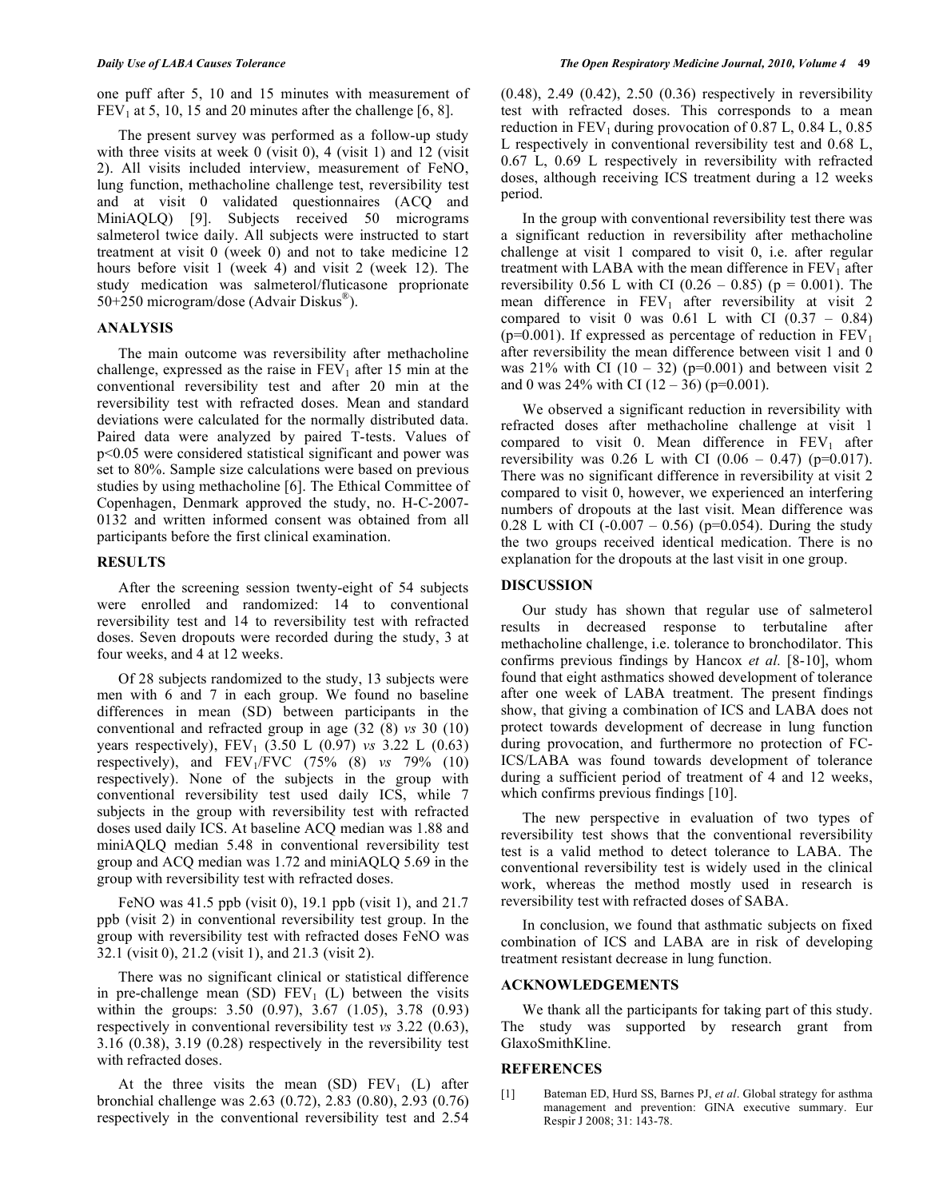one puff after 5, 10 and 15 minutes with measurement of $FEV_1$ at 5, 10, 15 and 20 minutes after the challenge [6, 8].

The present survey was performed as a follow-up study with three visits at week 0 (visit 0), 4 (visit 1) and 12 (visit 2). All visits included interview, measurement of FeNO, lung function, methacholine challenge test, reversibility test and at visit 0 validated questionnaires (ACQ and MiniAQLQ) [9]. Subjects received 50 micrograms salmeterol twice daily. All subjects were instructed to start treatment at visit 0 (week 0) and not to take medicine 12 hours before visit 1 (week 4) and visit 2 (week 12). The study medication was salmeterol/fluticasone proprionate 50+250 microgram/dose (Advair Diskus®).

## ANALYSIS

The main outcome was reversibility after methacholine challenge, expressed as the raise in $FEV_1$ after 15 min at the conventional reversibility test and after 20 min at the reversibility test with refracted doses. Mean and standard deviations were calculated for the normally distributed data. Paired data were analyzed by paired T-tests. Values of $p<0.05$ were considered statistical significant and power was set to 80%. Sample size calculations were based on previous studies by using methacholine [6]. The Ethical Committee of Copenhagen, Denmark approved the study, no. H-C-2007-0132 and written informed consent was obtained from all participants before the first clinical examination.

## RESULTS

After the screening session twenty-eight of 54 subjects were enrolled and randomized: 14 to conventional reversibility test and 14 to reversibility test with refracted doses. Seven dropouts were recorded during the study, 3 at four weeks, and 4 at 12 weeks.

Of 28 subjects randomized to the study, 13 subjects were men with 6 and 7 in each group. We found no baseline differences in mean (SD) between participants in the conventional and refracted group in age (32 (8) *vs* 30 (10) years respectively), $FEV_1$ (3.50 L (0.97) *vs* 3.22 L (0.63) respectively), and $FEV_1$/FVC (75% (8) *vs* 79% (10) respectively). None of the subjects in the group with conventional reversibility test used daily ICS, while 7 subjects in the group with reversibility test with refracted doses used daily ICS. At baseline ACQ median was 1.88 and miniAQLQ median 5.48 in conventional reversibility test group and ACQ median was 1.72 and miniAQLQ 5.69 in the group with reversibility test with refracted doses.

FeNO was 41.5 ppb (visit 0), 19.1 ppb (visit 1), and 21.7 ppb (visit 2) in conventional reversibility test group. In the group with reversibility test with refracted doses FeNO was 32.1 (visit 0), 21.2 (visit 1), and 21.3 (visit 2).

There was no significant clinical or statistical difference in pre-challenge mean (SD) $FEV_1$ (L) between the visits within the groups: 3.50 (0.97), 3.67 (1.05), 3.78 (0.93) respectively in conventional reversibility test *vs* 3.22 (0.63), 3.16 (0.38), 3.19 (0.28) respectively in the reversibility test with refracted doses.

At the three visits the mean (SD) $FEV_1$ (L) after bronchial challenge was 2.63 (0.72), 2.83 (0.80), 2.93 (0.76) respectively in the conventional reversibility test and 2.54 (0.48), 2.49 (0.42), 2.50 (0.36) respectively in reversibility test with refracted doses. This corresponds to a mean reduction in $FEV_1$ during provocation of 0.87 L, 0.84 L, 0.85 L respectively in conventional reversibility test and 0.68 L, 0.67 L, 0.69 L respectively in reversibility with refracted doses, although receiving ICS treatment during a 12 weeks period.

In the group with conventional reversibility test there was a significant reduction in reversibility after methacholine challenge at visit 1 compared to visit 0, i.e. after regular treatment with LABA with the mean difference in $FEV_1$ after reversibility 0.56 L with CI (0.26 – 0.85) (p = 0.001). The mean difference in $FEV_1$ after reversibility at visit 2 compared to visit 0 was 0.61 L with CI (0.37 – 0.84) (p=0.001). If expressed as percentage of reduction in $FEV_1$ after reversibility the mean difference between visit 1 and 0 was 21% with CI (10 – 32) (p=0.001) and between visit 2 and 0 was 24% with CI (12 – 36) (p=0.001).

We observed a significant reduction in reversibility with refracted doses after methacholine challenge at visit 1 compared to visit 0. Mean difference in $FEV_1$ after reversibility was 0.26 L with CI (0.06 – 0.47) (p=0.017). There was no significant difference in reversibility at visit 2 compared to visit 0, however, we experienced an interfering numbers of dropouts at the last visit. Mean difference was 0.28 L with CI (-0.007 – 0.56) (p=0.054). During the study the two groups received identical medication. There is no explanation for the dropouts at the last visit in one group.

## DISCUSSION

Our study has shown that regular use of salmeterol results in decreased response to terbutaline after methacholine challenge, i.e. tolerance to bronchodilator. This confirms previous findings by Hancox *et al.* [8-10], whom found that eight asthmatics showed development of tolerance after one week of LABA treatment. The present findings show, that giving a combination of ICS and LABA does not protect towards development of decrease in lung function during provocation, and furthermore no protection of FC-ICS/LABA was found towards development of tolerance during a sufficient period of treatment of 4 and 12 weeks, which confirms previous findings [10].

The new perspective in evaluation of two types of reversibility test shows that the conventional reversibility test is a valid method to detect tolerance to LABA. The conventional reversibility test is widely used in the clinical work, whereas the method mostly used in research is reversibility test with refracted doses of SABA.

In conclusion, we found that asthmatic subjects on fixed combination of ICS and LABA are in risk of developing treatment resistant decrease in lung function.

## ACKNOWLEDGEMENTS

We thank all the participants for taking part of this study. The study was supported by research grant from GlaxoSmithKline.

## REFERENCES

[1] Bateman ED, Hurd SS, Barnes PJ, *et al*. Global strategy for asthma management and prevention: GINA executive summary. Eur Respir J 2008; 31: 143-78.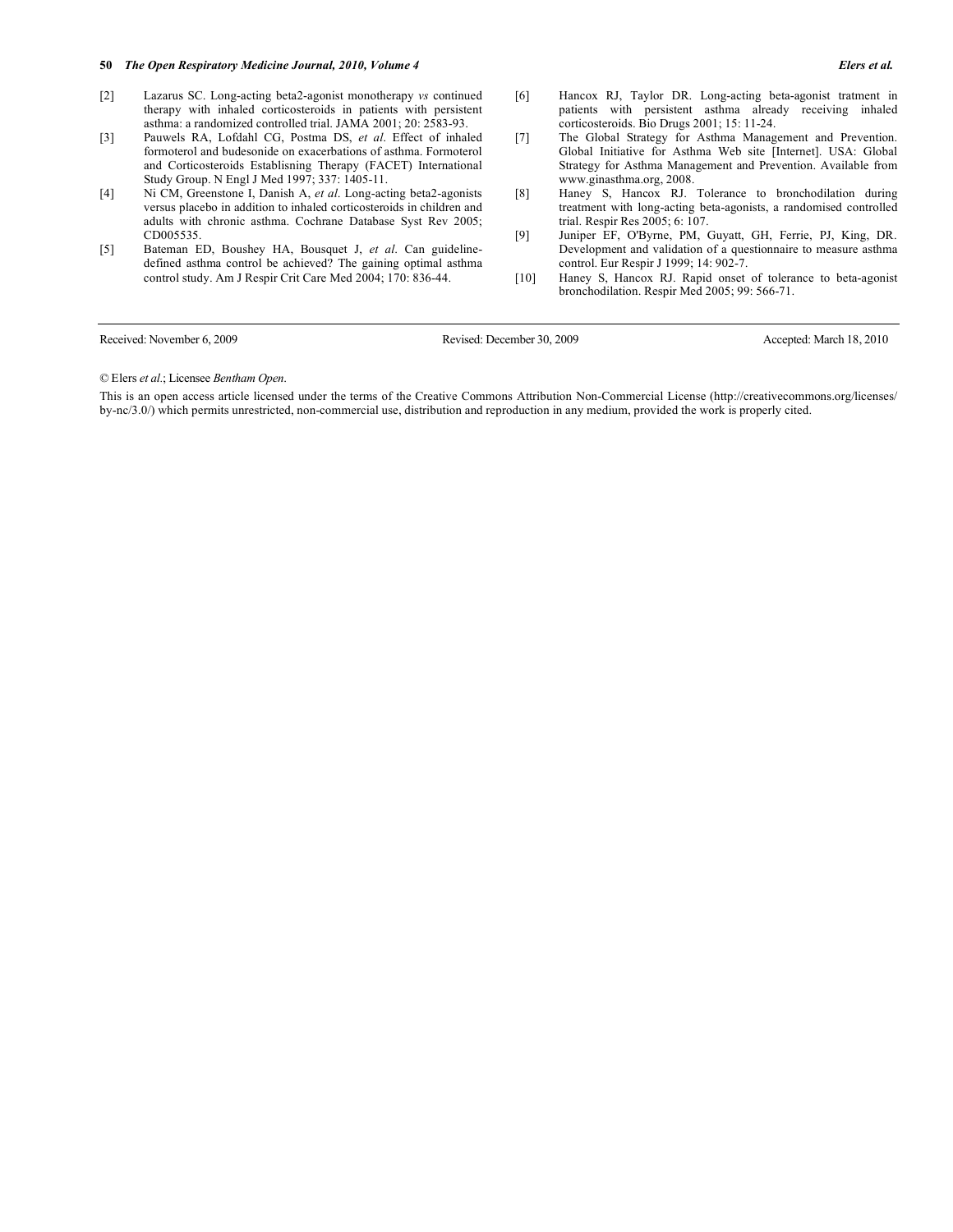[2] Lazarus SC. Long-acting beta2-agonist monotherapy *vs* continued therapy with inhaled corticosteroids in patients with persistent asthma: a randomized controlled trial. JAMA 2001; 20: 2583-93.

[3] Pauwels RA, Lofdahl CG, Postma DS, *et al*. Effect of inhaled formoterol and budesonide on exacerbations of asthma. Formoterol and Corticosteroids Establisning Therapy (FACET) International Study Group. N Engl J Med 1997; 337: 1405-11.

[4] Ni CM, Greenstone I, Danish A, *et al*. Long-acting beta2-agonists versus placebo in addition to inhaled corticosteroids in children and adults with chronic asthma. Cochrane Database Syst Rev 2005; CD005535.

[5] Bateman ED, Boushey HA, Bousquet J, *et al*. Can guideline-defined asthma control be achieved? The gaining optimal asthma control study. Am J Respir Crit Care Med 2004; 170: 836-44.

[6] Hancox RJ, Taylor DR. Long-acting beta-agonist tratment in patients with persistent asthma already receiving inhaled corticosteroids. Bio Drugs 2001; 15: 11-24.

[7] The Global Strategy for Asthma Management and Prevention. Global Initiative for Asthma Web site [Internet]. USA: Global Strategy for Asthma Management and Prevention. Available from www.ginasthma.org, 2008.

[8] Haney S, Hancox RJ. Tolerance to bronchodilation during treatment with long-acting beta-agonists, a randomised controlled trial. Respir Res 2005; 6: 107.

[9] Juniper EF, O'Byrne, PM, Guyatt, GH, Ferrie, PJ, King, DR. Development and validation of a questionnaire to measure asthma control. Eur Respir J 1999; 14: 902-7.

[10] Haney S, Hancox RJ. Rapid onset of tolerance to beta-agonist bronchodilation. Respir Med 2005; 99: 566-71.

Received: November 6, 2009 Revised: December 30, 2009 Accepted: March 18, 2010

© Elers *et al*.; Licensee *Bentham Open*.

This is an open access article licensed under the terms of the Creative Commons Attribution Non-Commercial License (http://creativecommons.org/licenses/by-nc/3.0/) which permits unrestricted, non-commercial use, distribution and reproduction in any medium, provided the work is properly cited.